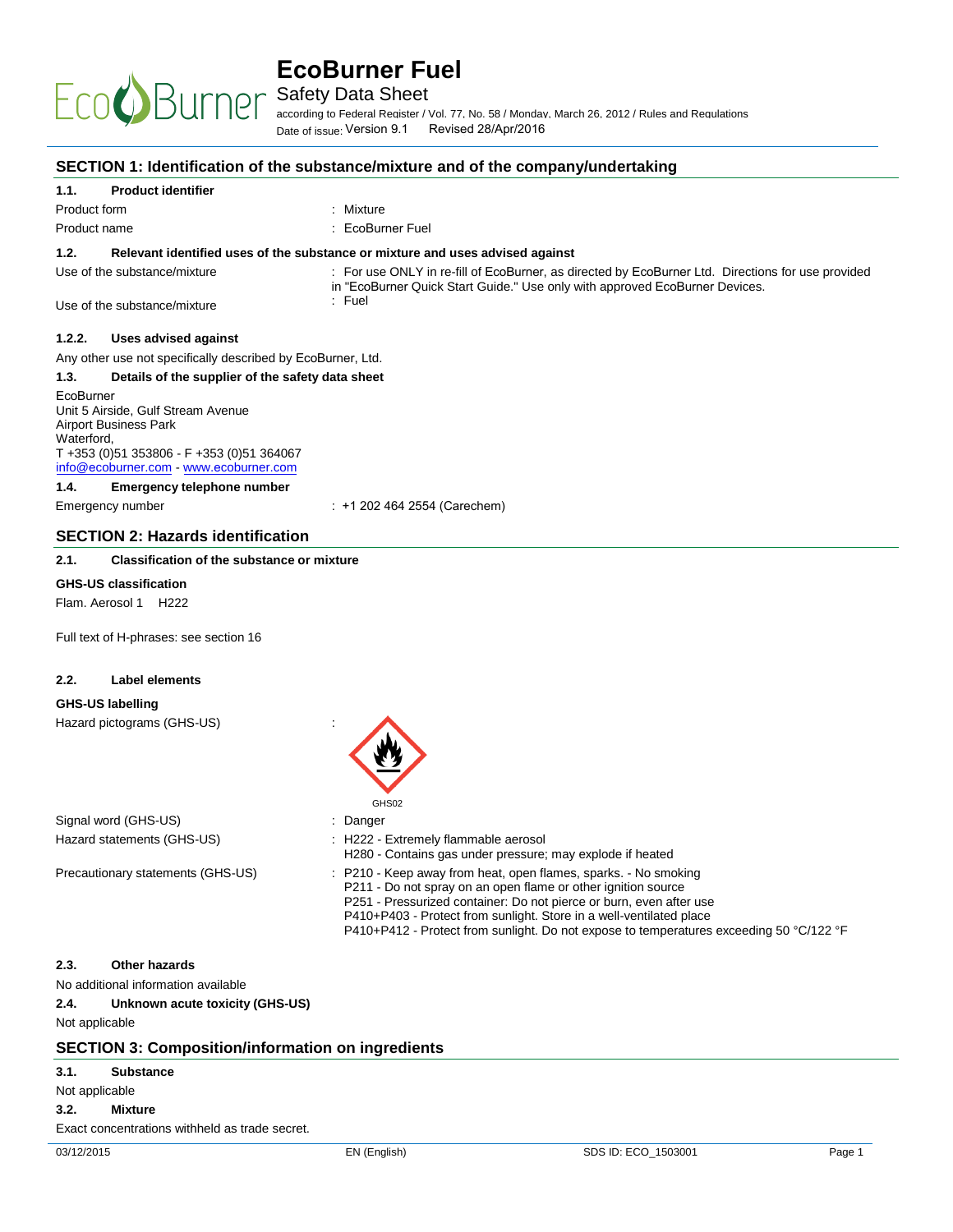# EcoBurner Fuel

Safety Data Sheet

according to Federal Register / Vol. 77, No. 58 / Monday, March 26, 2012 / Rules and Regulations

Date of issue: Version 9.1 Revised 28/Apr/2016

## SECTION 1: Identification of the substance/mixture and of the company/undertaking

### 1.1. Product identifier

Product form : Mixture

Product name : EcoBurner Fuel

### 1.2. Relevant identified uses of the substance or mixture and uses advised against

Use of the substance/mixture : For use ONLY in re-fill of EcoBurner, as directed by EcoBurner Ltd. Directions for use provided in "EcoBurner Quick Start Guide." Use only with approved EcoBurner Devices.

Use of the substance/mixture : Fuel

### 1.2.2. Uses advised against

Any other use not specifically described by EcoBurner, Ltd.

### 1.3. Details of the supplier of the safety data sheet

EcoBurner
Unit 5 Airside, Gulf Stream Avenue
Airport Business Park
Waterford,
T +353 (0)51 353806 - F +353 (0)51 364067
info@ecoburner.com - www.ecoburner.com

### 1.4. Emergency telephone number

Emergency number : +1 202 464 2554 (Carechem)

## SECTION 2: Hazards identification

### 2.1. Classification of the substance or mixture

**GHS-US classification**

Flam. Aerosol 1 H222

Full text of H-phrases: see section 16

### 2.2. Label elements

**GHS-US labelling**

Hazard pictograms (GHS-US) :

GHS02

Signal word (GHS-US) : Danger

Hazard statements (GHS-US) : H222 - Extremely flammable aerosol
H280 - Contains gas under pressure; may explode if heated

Precautionary statements (GHS-US) : P210 - Keep away from heat, open flames, sparks. - No smoking
P211 - Do not spray on an open flame or other ignition source
P251 - Pressurized container: Do not pierce or burn, even after use
P410+P403 - Protect from sunlight. Store in a well-ventilated place
P410+P412 - Protect from sunlight. Do not expose to temperatures exceeding 50 °C/122 °F

### 2.3. Other hazards

No additional information available

### 2.4. Unknown acute toxicity (GHS-US)

Not applicable

## SECTION 3: Composition/information on ingredients

### 3.1. Substance

Not applicable

### 3.2. Mixture

Exact concentrations withheld as trade secret.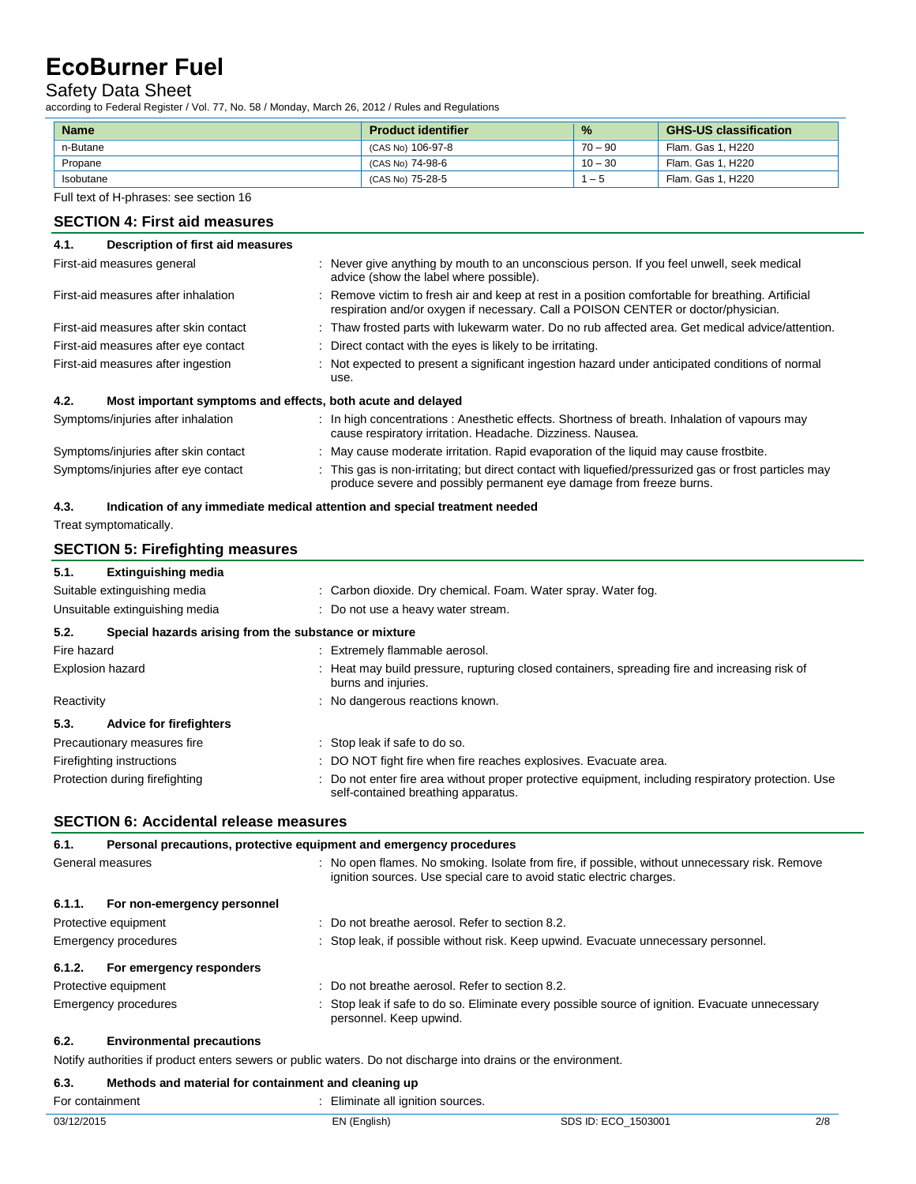# EcoBurner Fuel

Safety Data Sheet

according to Federal Register / Vol. 77, No. 58 / Monday, March 26, 2012 / Rules and Regulations

| Name | Product identifier | % | GHS-US classification |
|---|---|---|---|
| n-Butane | (CAS No) 106-97-8 | 70 – 90 | Flam. Gas 1, H220 |
| Propane | (CAS No) 74-98-6 | 10 – 30 | Flam. Gas 1, H220 |
| Isobutane | (CAS No) 75-28-5 | 1 – 5 | Flam. Gas 1, H220 |

Full text of H-phrases: see section 16

## SECTION 4: First aid measures

### 4.1. Description of first aid measures

First-aid measures general : Never give anything by mouth to an unconscious person. If you feel unwell, seek medical advice (show the label where possible).

First-aid measures after inhalation : Remove victim to fresh air and keep at rest in a position comfortable for breathing. Artificial respiration and/or oxygen if necessary. Call a POISON CENTER or doctor/physician.

First-aid measures after skin contact : Thaw frosted parts with lukewarm water. Do no rub affected area. Get medical advice/attention.

First-aid measures after eye contact : Direct contact with the eyes is likely to be irritating.

First-aid measures after ingestion : Not expected to present a significant ingestion hazard under anticipated conditions of normal use.

### 4.2. Most important symptoms and effects, both acute and delayed

Symptoms/injuries after inhalation : In high concentrations : Anesthetic effects. Shortness of breath. Inhalation of vapours may cause respiratory irritation. Headache. Dizziness. Nausea.

Symptoms/injuries after skin contact : May cause moderate irritation. Rapid evaporation of the liquid may cause frostbite.

Symptoms/injuries after eye contact : This gas is non-irritating; but direct contact with liquefied/pressurized gas or frost particles may produce severe and possibly permanent eye damage from freeze burns.

### 4.3. Indication of any immediate medical attention and special treatment needed

Treat symptomatically.

## SECTION 5: Firefighting measures

### 5.1. Extinguishing media

Suitable extinguishing media : Carbon dioxide. Dry chemical. Foam. Water spray. Water fog.

Unsuitable extinguishing media : Do not use a heavy water stream.

### 5.2. Special hazards arising from the substance or mixture

Fire hazard : Extremely flammable aerosol.

Explosion hazard : Heat may build pressure, rupturing closed containers, spreading fire and increasing risk of burns and injuries.

Reactivity : No dangerous reactions known.

### 5.3. Advice for firefighters

Precautionary measures fire : Stop leak if safe to do so.

Firefighting instructions : DO NOT fight fire when fire reaches explosives. Evacuate area.

Protection during firefighting : Do not enter fire area without proper protective equipment, including respiratory protection. Use self-contained breathing apparatus.

## SECTION 6: Accidental release measures

### 6.1. Personal precautions, protective equipment and emergency procedures

General measures : No open flames. No smoking. Isolate from fire, if possible, without unnecessary risk. Remove ignition sources. Use special care to avoid static electric charges.

#### 6.1.1. For non-emergency personnel

Protective equipment : Do not breathe aerosol. Refer to section 8.2.

Emergency procedures : Stop leak, if possible without risk. Keep upwind. Evacuate unnecessary personnel.

#### 6.1.2. For emergency responders

Protective equipment : Do not breathe aerosol. Refer to section 8.2.

Emergency procedures : Stop leak if safe to do so. Eliminate every possible source of ignition. Evacuate unnecessary personnel. Keep upwind.

### 6.2. Environmental precautions

Notify authorities if product enters sewers or public waters. Do not discharge into drains or the environment.

### 6.3. Methods and material for containment and cleaning up

For containment : Eliminate all ignition sources.

03/12/2015 EN (English) SDS ID: ECO_1503001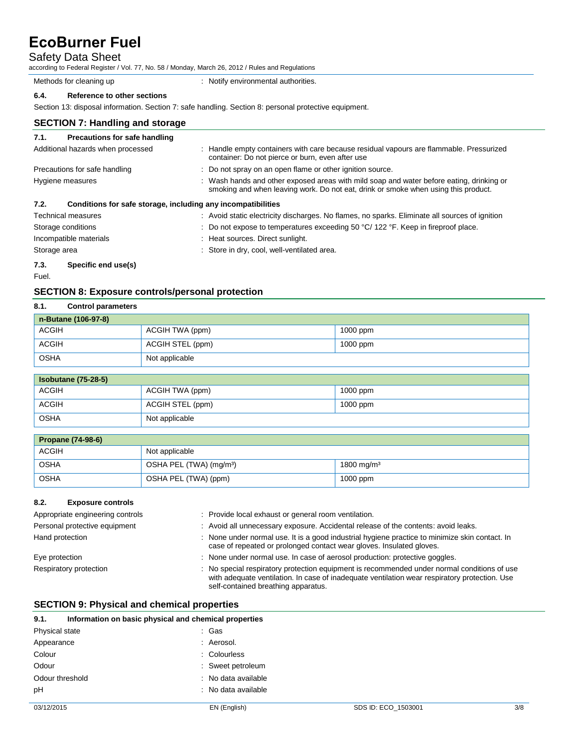Methods for cleaning up : Notify environmental authorities.

### 6.4. Reference to other sections

Section 13: disposal information. Section 7: safe handling. Section 8: personal protective equipment.

## SECTION 7: Handling and storage

### 7.1. Precautions for safe handling

Additional hazards when processed : Handle empty containers with care because residual vapours are flammable. Pressurized container: Do not pierce or burn, even after use

Precautions for safe handling : Do not spray on an open flame or other ignition source.

Hygiene measures : Wash hands and other exposed areas with mild soap and water before eating, drinking or smoking and when leaving work. Do not eat, drink or smoke when using this product.

### 7.2. Conditions for safe storage, including any incompatibilities

Technical measures : Avoid static electricity discharges. No flames, no sparks. Eliminate all sources of ignition

Storage conditions : Do not expose to temperatures exceeding 50 °C/ 122 °F. Keep in fireproof place.

Incompatible materials : Heat sources. Direct sunlight.

Storage area : Store in dry, cool, well-ventilated area.

### 7.3. Specific end use(s)

Fuel.

## SECTION 8: Exposure controls/personal protection

### 8.1. Control parameters

| **n-Butane (106-97-8)** | | |
|---|---|---|
| ACGIH | ACGIH TWA (ppm) | 1000 ppm |
| ACGIH | ACGIH STEL (ppm) | 1000 ppm |
| OSHA | Not applicable | |

| **Isobutane (75-28-5)** | | |
|---|---|---|
| ACGIH | ACGIH TWA (ppm) | 1000 ppm |
| ACGIH | ACGIH STEL (ppm) | 1000 ppm |
| OSHA | Not applicable | |

| **Propane (74-98-6)** | | |
|---|---|---|
| ACGIH | Not applicable | |
| OSHA | OSHA PEL (TWA) (mg/m³) | 1800 mg/m³ |
| OSHA | OSHA PEL (TWA) (ppm) | 1000 ppm |

### 8.2. Exposure controls

Appropriate engineering controls : Provide local exhaust or general room ventilation.

Personal protective equipment : Avoid all unnecessary exposure. Accidental release of the contents: avoid leaks.

Hand protection : None under normal use. It is a good industrial hygiene practice to minimize skin contact. In case of repeated or prolonged contact wear gloves. Insulated gloves.

Eye protection : None under normal use. In case of aerosol production: protective goggles.

Respiratory protection : No special respiratory protection equipment is recommended under normal conditions of use with adequate ventilation. In case of inadequate ventilation wear respiratory protection. Use self-contained breathing apparatus.

## SECTION 9: Physical and chemical properties

### 9.1. Information on basic physical and chemical properties

Physical state : Gas

Appearance : Aerosol.

Colour : Colourless

Odour : Sweet petroleum

Odour threshold : No data available

pH : No data available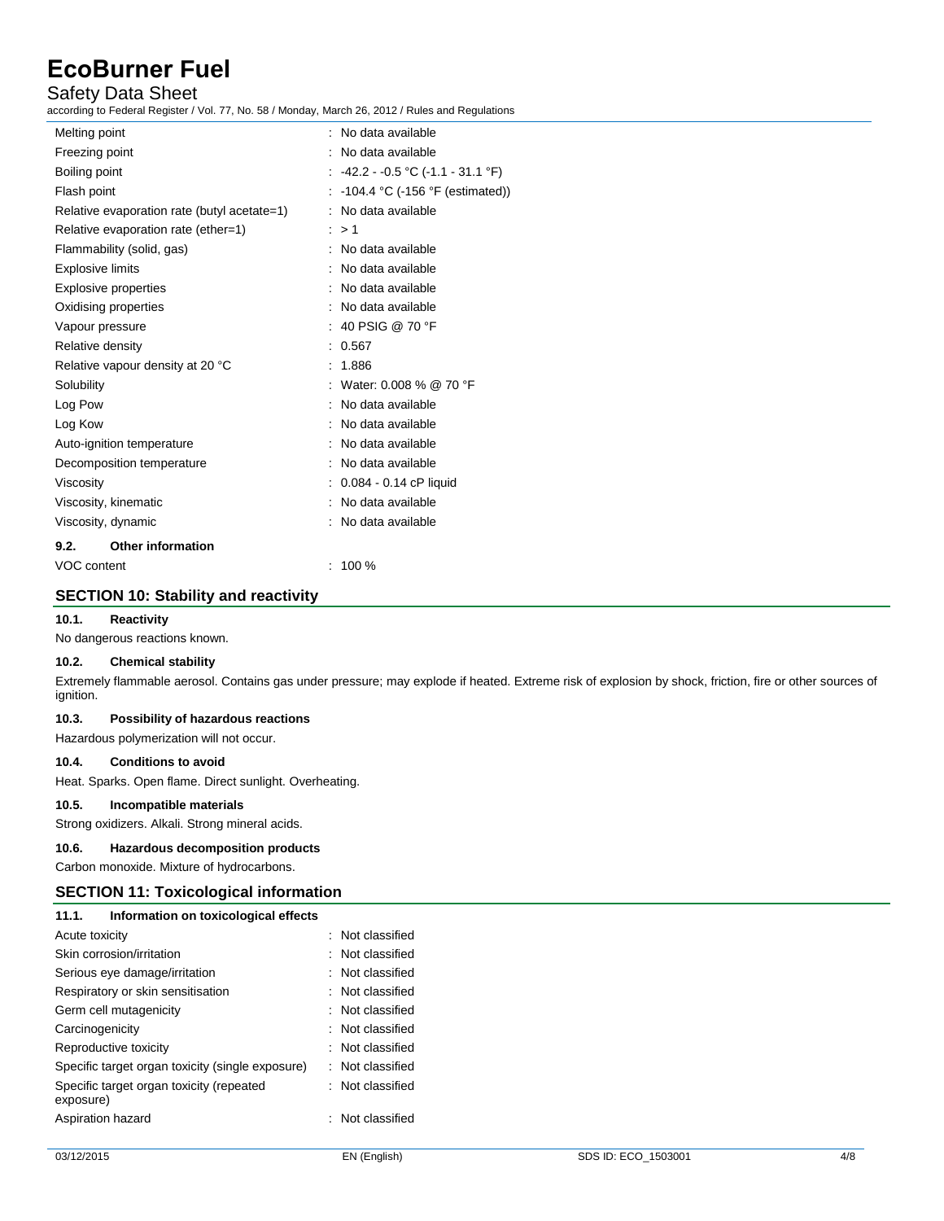| Property | Value |
| --- | --- |
| Melting point | : No data available |
| Freezing point | : No data available |
| Boiling point | : -42.2 - -0.5 °C (-1.1 - 31.1 °F) |
| Flash point | : -104.4 °C (-156 °F (estimated)) |
| Relative evaporation rate (butyl acetate=1) | : No data available |
| Relative evaporation rate (ether=1) | : > 1 |
| Flammability (solid, gas) | : No data available |
| Explosive limits | : No data available |
| Explosive properties | : No data available |
| Oxidising properties | : No data available |
| Vapour pressure | : 40 PSIG @ 70 °F |
| Relative density | : 0.567 |
| Relative vapour density at 20 °C | : 1.886 |
| Solubility | : Water: 0.008 % @ 70 °F |
| Log Pow | : No data available |
| Log Kow | : No data available |
| Auto-ignition temperature | : No data available |
| Decomposition temperature | : No data available |
| Viscosity | : 0.084 - 0.14 cP liquid |
| Viscosity, kinematic | : No data available |
| Viscosity, dynamic | : No data available |

### 9.2. Other information

| Property | Value |
| --- | --- |
| VOC content | : 100 % |

## SECTION 10: Stability and reactivity

### 10.1. Reactivity

No dangerous reactions known.

### 10.2. Chemical stability

Extremely flammable aerosol. Contains gas under pressure; may explode if heated. Extreme risk of explosion by shock, friction, fire or other sources of ignition.

### 10.3. Possibility of hazardous reactions

Hazardous polymerization will not occur.

### 10.4. Conditions to avoid

Heat. Sparks. Open flame. Direct sunlight. Overheating.

### 10.5. Incompatible materials

Strong oxidizers. Alkali. Strong mineral acids.

### 10.6. Hazardous decomposition products

Carbon monoxide. Mixture of hydrocarbons.

## SECTION 11: Toxicological information

### 11.1. Information on toxicological effects

| Effect | Classification |
| --- | --- |
| Acute toxicity | : Not classified |
| Skin corrosion/irritation | : Not classified |
| Serious eye damage/irritation | : Not classified |
| Respiratory or skin sensitisation | : Not classified |
| Germ cell mutagenicity | : Not classified |
| Carcinogenicity | : Not classified |
| Reproductive toxicity | : Not classified |
| Specific target organ toxicity (single exposure) | : Not classified |
| Specific target organ toxicity (repeated exposure) | : Not classified |
| Aspiration hazard | : Not classified |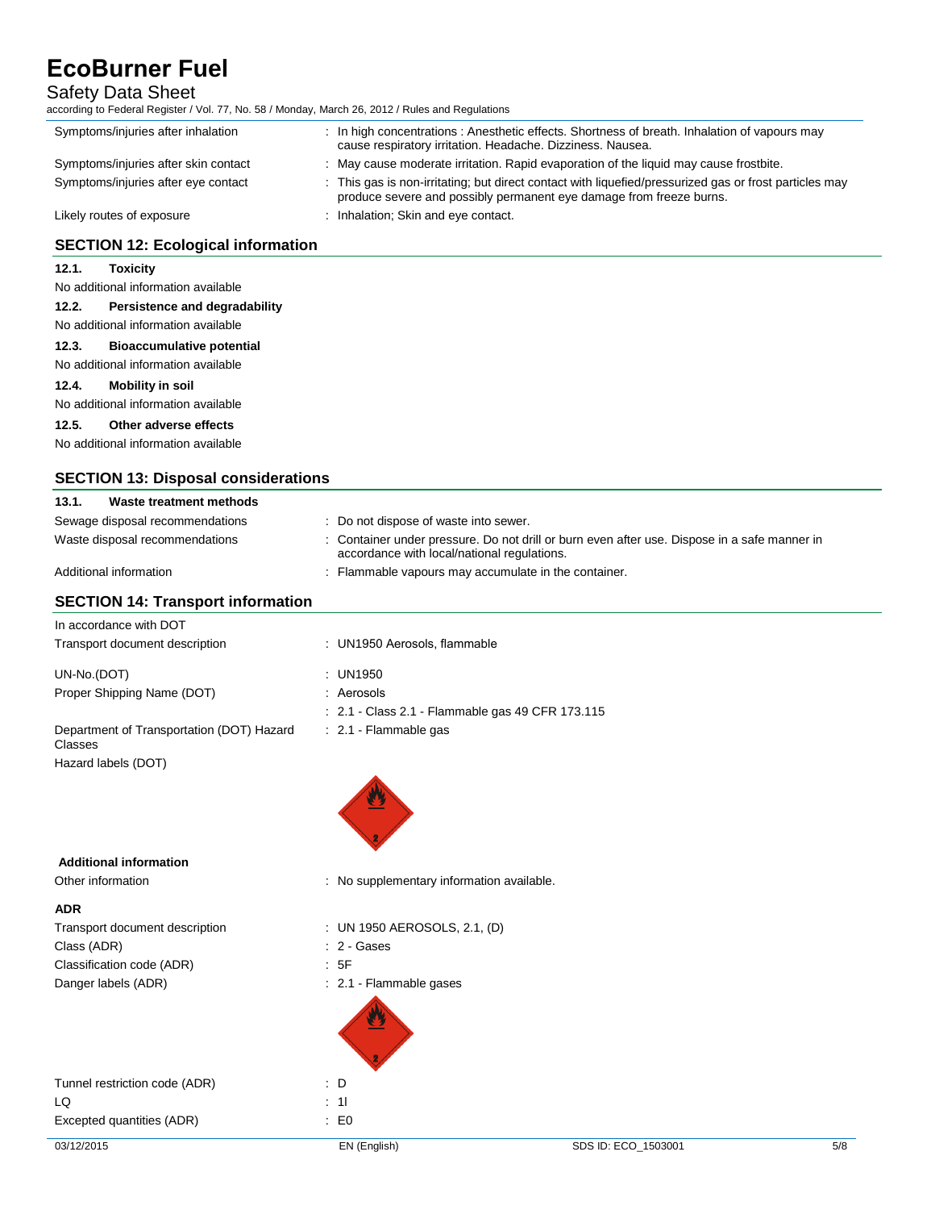| | |
|---|---|
| Symptoms/injuries after inhalation | : In high concentrations : Anesthetic effects. Shortness of breath. Inhalation of vapours may cause respiratory irritation. Headache. Dizziness. Nausea. |
| Symptoms/injuries after skin contact | : May cause moderate irritation. Rapid evaporation of the liquid may cause frostbite. |
| Symptoms/injuries after eye contact | : This gas is non-irritating; but direct contact with liquefied/pressurized gas or frost particles may produce severe and possibly permanent eye damage from freeze burns. |
| Likely routes of exposure | : Inhalation; Skin and eye contact. |

## SECTION 12: Ecological information

### 12.1. Toxicity

No additional information available

### 12.2. Persistence and degradability

No additional information available

### 12.3. Bioaccumulative potential

No additional information available

### 12.4. Mobility in soil

No additional information available

### 12.5. Other adverse effects

No additional information available

## SECTION 13: Disposal considerations

### 13.1. Waste treatment methods

| | |
|---|---|
| Sewage disposal recommendations | : Do not dispose of waste into sewer. |
| Waste disposal recommendations | : Container under pressure. Do not drill or burn even after use. Dispose in a safe manner in accordance with local/national regulations. |
| Additional information | : Flammable vapours may accumulate in the container. |

## SECTION 14: Transport information

In accordance with DOT

| | |
|---|---|
| Transport document description | : UN1950 Aerosols, flammable |
| UN-No.(DOT) | : UN1950 |
| Proper Shipping Name (DOT) | : Aerosols |
| | : 2.1 - Class 2.1 - Flammable gas 49 CFR 173.115 |
| Department of Transportation (DOT) Hazard Classes | : 2.1 - Flammable gas |
| Hazard labels (DOT) | |

**Additional information**

| | |
|---|---|
| Other information | : No supplementary information available. |

**ADR**

| | |
|---|---|
| Transport document description | : UN 1950 AEROSOLS, 2.1, (D) |
| Class (ADR) | : 2 - Gases |
| Classification code (ADR) | : 5F |
| Danger labels (ADR) | : 2.1 - Flammable gases |
| Tunnel restriction code (ADR) | : D |
| LQ | : 1l |
| Excepted quantities (ADR) | : E0 |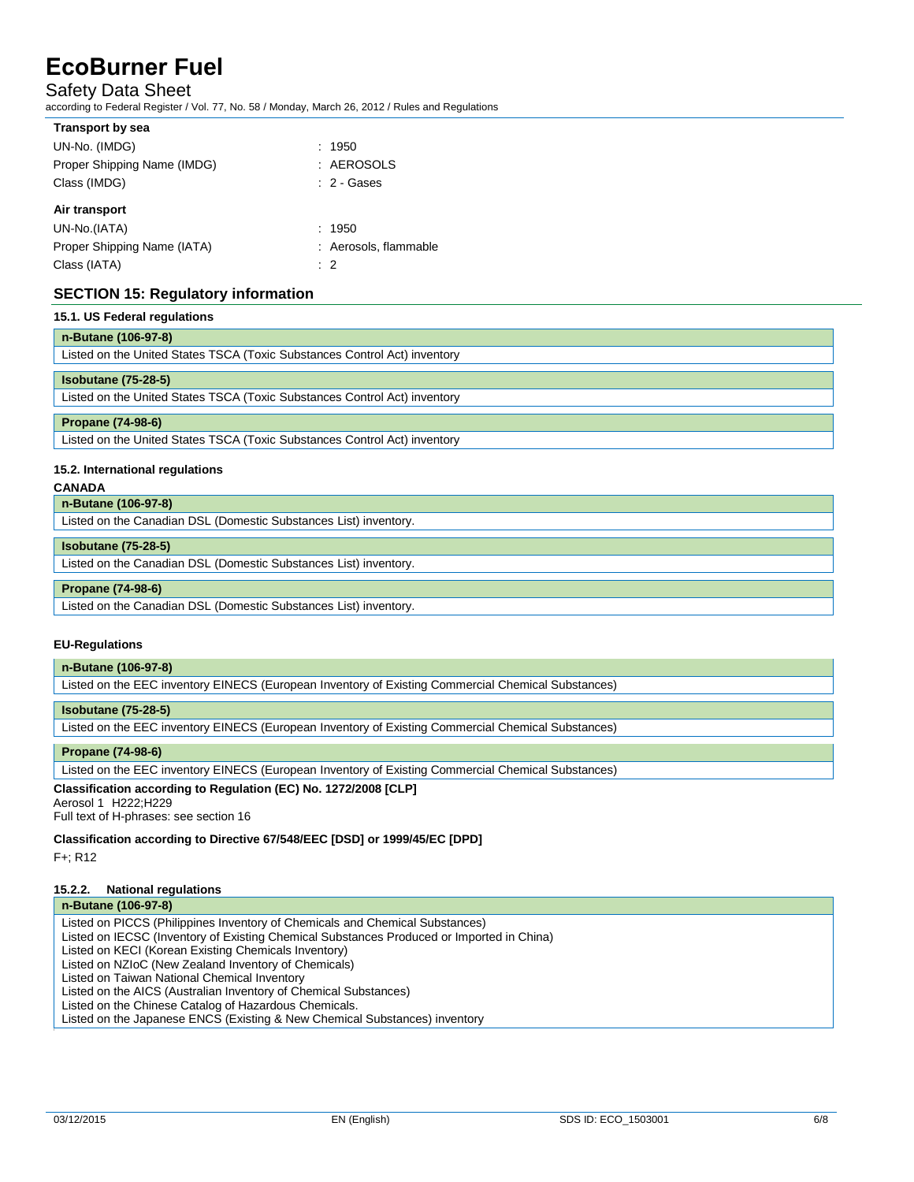**Transport by sea**

| | |
|---|---|
| UN-No. (IMDG) | : 1950 |
| Proper Shipping Name (IMDG) | : AEROSOLS |
| Class (IMDG) | : 2 - Gases |

**Air transport**

| | |
|---|---|
| UN-No.(IATA) | : 1950 |
| Proper Shipping Name (IATA) | : Aerosols, flammable |
| Class (IATA) | : 2 |

## SECTION 15: Regulatory information

### 15.1. US Federal regulations

| n-Butane (106-97-8) |
|---|
| Listed on the United States TSCA (Toxic Substances Control Act) inventory |

| Isobutane (75-28-5) |
|---|
| Listed on the United States TSCA (Toxic Substances Control Act) inventory |

| Propane (74-98-6) |
|---|
| Listed on the United States TSCA (Toxic Substances Control Act) inventory |

### 15.2. International regulations

**CANADA**

| n-Butane (106-97-8) |
|---|
| Listed on the Canadian DSL (Domestic Substances List) inventory. |

| Isobutane (75-28-5) |
|---|
| Listed on the Canadian DSL (Domestic Substances List) inventory. |

| Propane (74-98-6) |
|---|
| Listed on the Canadian DSL (Domestic Substances List) inventory. |

**EU-Regulations**

| n-Butane (106-97-8) |
|---|
| Listed on the EEC inventory EINECS (European Inventory of Existing Commercial Chemical Substances) |

| Isobutane (75-28-5) |
|---|
| Listed on the EEC inventory EINECS (European Inventory of Existing Commercial Chemical Substances) |

| Propane (74-98-6) |
|---|
| Listed on the EEC inventory EINECS (European Inventory of Existing Commercial Chemical Substances) |

**Classification according to Regulation (EC) No. 1272/2008 [CLP]**

Aerosol 1 H222;H229

Full text of H-phrases: see section 16

**Classification according to Directive 67/548/EEC [DSD] or 1999/45/EC [DPD]**

F+; R12

### 15.2.2. National regulations

| n-Butane (106-97-8) |
|---|
| Listed on PICCS (Philippines Inventory of Chemicals and Chemical Substances)<br>Listed on IECSC (Inventory of Existing Chemical Substances Produced or Imported in China)<br>Listed on KECI (Korean Existing Chemicals Inventory)<br>Listed on NZIoC (New Zealand Inventory of Chemicals)<br>Listed on Taiwan National Chemical Inventory<br>Listed on the AICS (Australian Inventory of Chemical Substances)<br>Listed on the Chinese Catalog of Hazardous Chemicals.<br>Listed on the Japanese ENCS (Existing & New Chemical Substances) inventory |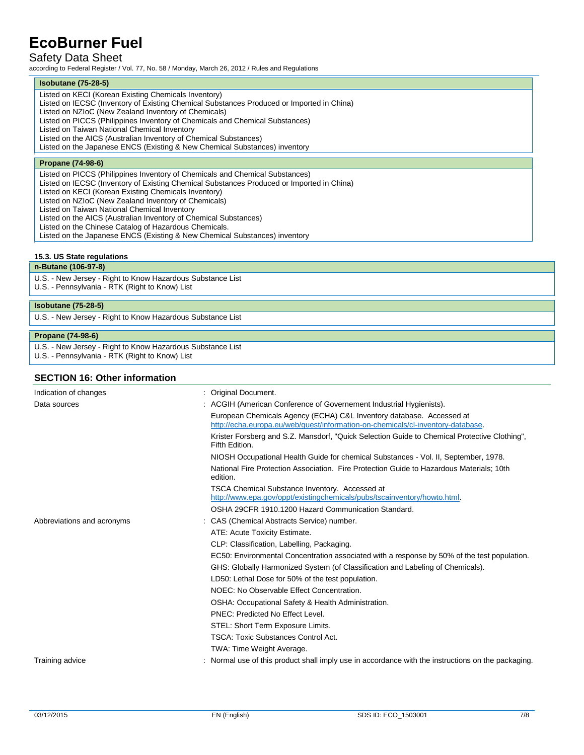| Isobutane (75-28-5) |
| --- |
| Listed on KECI (Korean Existing Chemicals Inventory)<br>Listed on IECSC (Inventory of Existing Chemical Substances Produced or Imported in China)<br>Listed on NZIoC (New Zealand Inventory of Chemicals)<br>Listed on PICCS (Philippines Inventory of Chemicals and Chemical Substances)<br>Listed on Taiwan National Chemical Inventory<br>Listed on the AICS (Australian Inventory of Chemical Substances)<br>Listed on the Japanese ENCS (Existing & New Chemical Substances) inventory |

| Propane (74-98-6) |
| --- |
| Listed on PICCS (Philippines Inventory of Chemicals and Chemical Substances)<br>Listed on IECSC (Inventory of Existing Chemical Substances Produced or Imported in China)<br>Listed on KECI (Korean Existing Chemicals Inventory)<br>Listed on NZIoC (New Zealand Inventory of Chemicals)<br>Listed on Taiwan National Chemical Inventory<br>Listed on the AICS (Australian Inventory of Chemical Substances)<br>Listed on the Chinese Catalog of Hazardous Chemicals.<br>Listed on the Japanese ENCS (Existing & New Chemical Substances) inventory |

### 15.3. US State regulations

| n-Butane (106-97-8) |
| --- |
| U.S. - New Jersey - Right to Know Hazardous Substance List<br>U.S. - Pennsylvania - RTK (Right to Know) List |

| Isobutane (75-28-5) |
| --- |
| U.S. - New Jersey - Right to Know Hazardous Substance List |

| Propane (74-98-6) |
| --- |
| U.S. - New Jersey - Right to Know Hazardous Substance List<br>U.S. - Pennsylvania - RTK (Right to Know) List |

## SECTION 16: Other information

Indication of changes : Original Document.

Data sources :
- ACGIH (American Conference of Governement Industrial Hygienists).
- European Chemicals Agency (ECHA) C&L Inventory database. Accessed at http://echa.europa.eu/web/guest/information-on-chemicals/cl-inventory-database.
- Krister Forsberg and S.Z. Mansdorf, "Quick Selection Guide to Chemical Protective Clothing", Fifth Edition.
- NIOSH Occupational Health Guide for chemical Substances - Vol. II, September, 1978.
- National Fire Protection Association. Fire Protection Guide to Hazardous Materials; 10th edition.
- TSCA Chemical Substance Inventory. Accessed at http://www.epa.gov/oppt/existingchemicals/pubs/tscainventory/howto.html.
- OSHA 29CFR 1910.1200 Hazard Communication Standard.

Abbreviations and acronyms :
- CAS (Chemical Abstracts Service) number.
- ATE: Acute Toxicity Estimate.
- CLP: Classification, Labelling, Packaging.
- EC50: Environmental Concentration associated with a response by 50% of the test population.
- GHS: Globally Harmonized System (of Classification and Labeling of Chemicals).
- LD50: Lethal Dose for 50% of the test population.
- NOEC: No Observable Effect Concentration.
- OSHA: Occupational Safety & Health Administration.
- PNEC: Predicted No Effect Level.
- STEL: Short Term Exposure Limits.
- TSCA: Toxic Substances Control Act.
- TWA: Time Weight Average.

Training advice : Normal use of this product shall imply use in accordance with the instructions on the packaging.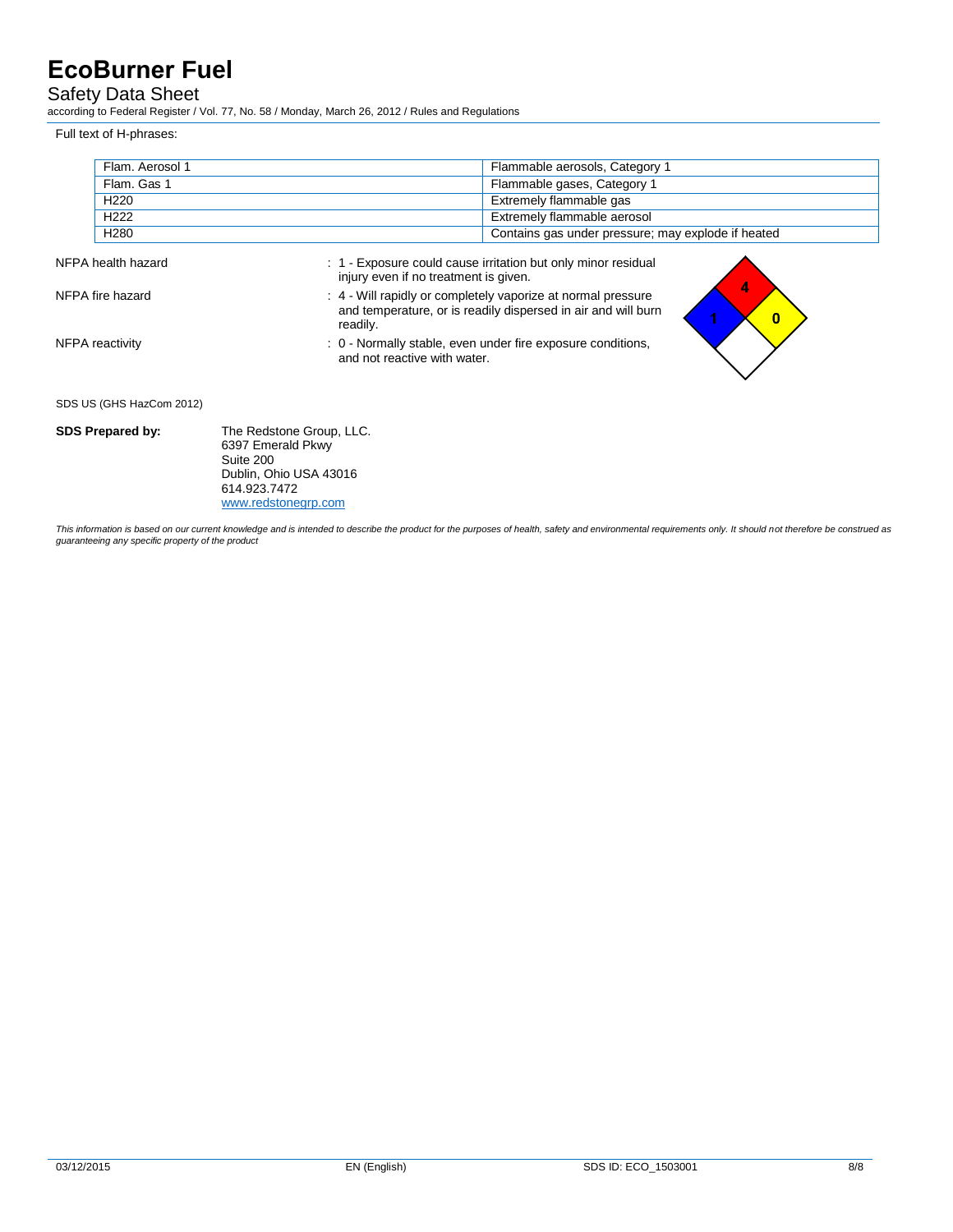Full text of H-phrases:

| | |
|---|---|
| Flam. Aerosol 1 | Flammable aerosols, Category 1 |
| Flam. Gas 1 | Flammable gases, Category 1 |
| H220 | Extremely flammable gas |
| H222 | Extremely flammable aerosol |
| H280 | Contains gas under pressure; may explode if heated |

NFPA health hazard : 1 - Exposure could cause irritation but only minor residual injury even if no treatment is given.

NFPA fire hazard : 4 - Will rapidly or completely vaporize at normal pressure and temperature, or is readily dispersed in air and will burn readily.

NFPA reactivity : 0 - Normally stable, even under fire exposure conditions, and not reactive with water.

4
1
0

SDS US (GHS HazCom 2012)

**SDS Prepared by:** The Redstone Group, LLC.
6397 Emerald Pkwy
Suite 200
Dublin, Ohio USA 43016
614.923.7472
www.redstonegrp.com

*This information is based on our current knowledge and is intended to describe the product for the purposes of health, safety and environmental requirements only. It should not therefore be construed as guaranteeing any specific property of the product*